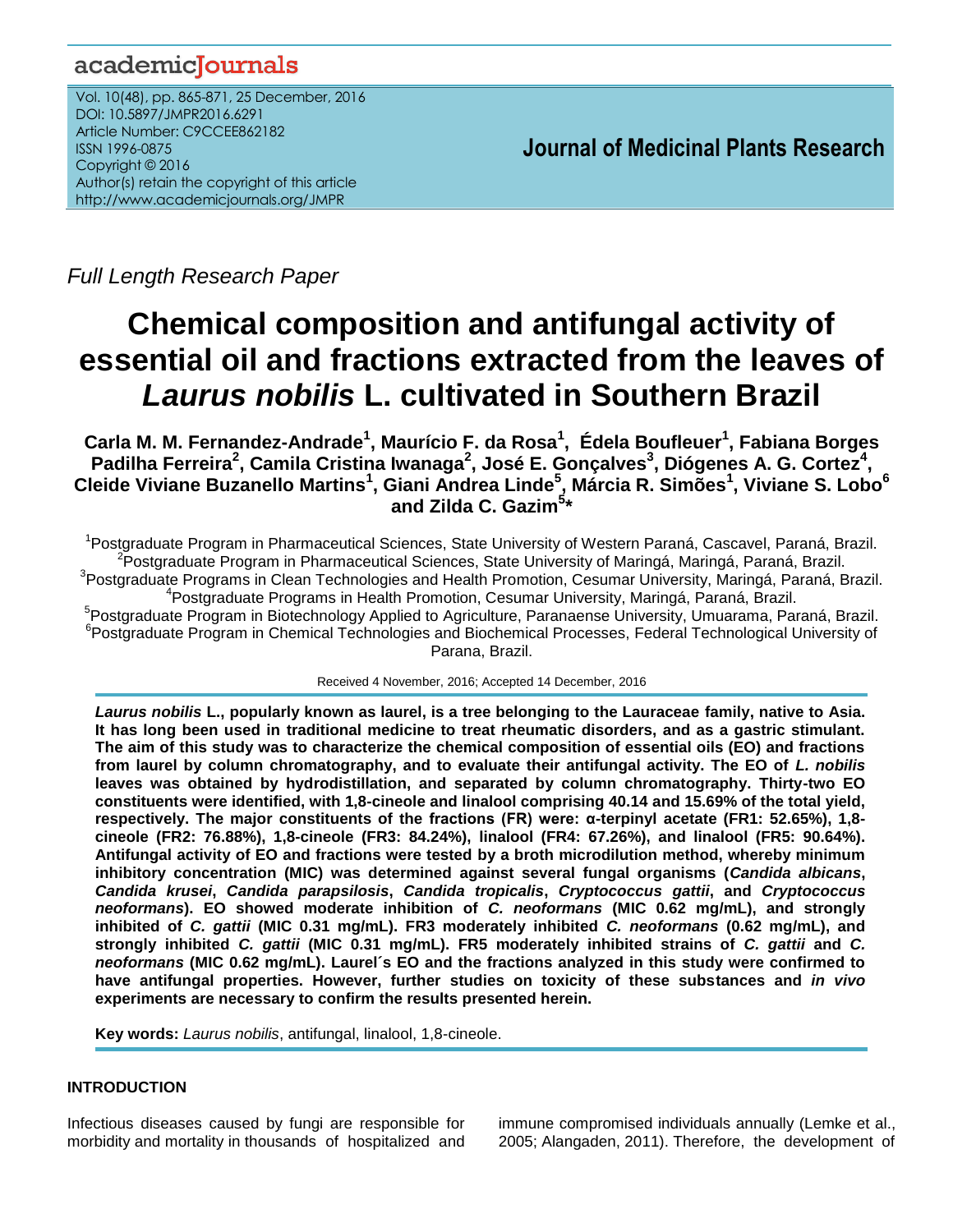Full Length Research Paper

# Chemical composition and antifungal activity of essential oil and fractions extracted from the leaves of *Laurus nobilis* L. cultivated in Southern Brazil

**Carla M. M. Fernandez-Andrade[1], Maurício F. da Rosa[1], Édela Boufleuer[1], Fabiana Borges Padilha Ferreira[2], Camila Cristina Iwanaga[2], José E. Gonçalves[3], Diógenes A. G. Cortez[4], Cleide Viviane Buzanello Martins[1], Giani Andrea Linde[5], Márcia R. Simões[1], Viviane S. Lobo[6] and Zilda C. Gazim[5]***

[1]Postgraduate Program in Pharmaceutical Sciences, State University of Western Paraná, Cascavel, Paraná, Brazil.
[2]Postgraduate Program in Pharmaceutical Sciences, State University of Maringá, Maringá, Paraná, Brazil.
[3]Postgraduate Programs in Clean Technologies and Health Promotion, Cesumar University, Maringá, Paraná, Brazil.
[4]Postgraduate Programs in Health Promotion, Cesumar University, Maringá, Paraná, Brazil.
[5]Postgraduate Program in Biotechnology Applied to Agriculture, Paranaense University, Umuarama, Paraná, Brazil.
[6]Postgraduate Program in Chemical Technologies and Biochemical Processes, Federal Technological University of Parana, Brazil.

Received 4 November, 2016; Accepted 14 December, 2016

***Laurus nobilis* L., popularly known as laurel, is a tree belonging to the Lauraceae family, native to Asia. It has long been used in traditional medicine to treat rheumatic disorders, and as a gastric stimulant. The aim of this study was to characterize the chemical composition of essential oils (EO) and fractions from laurel by column chromatography, and to evaluate their antifungal activity. The EO of *L. nobilis* leaves was obtained by hydrodistillation, and separated by column chromatography. Thirty-two EO constituents were identified, with 1,8-cineole and linalool comprising 40.14 and 15.69% of the total yield, respectively. The major constituents of the fractions (FR) were: α-terpinyl acetate (FR1: 52.65%), 1,8-cineole (FR2: 76.88%), 1,8-cineole (FR3: 84.24%), linalool (FR4: 67.26%), and linalool (FR5: 90.64%). Antifungal activity of EO and fractions were tested by a broth microdilution method, whereby minimum inhibitory concentration (MIC) was determined against several fungal organisms (*Candida albicans*, *Candida krusei*, *Candida parapsilosis*, *Candida tropicalis*, *Cryptococcus gattii*, and *Cryptococcus neoformans*). EO showed moderate inhibition of *C. neoformans* (MIC 0.62 mg/mL), and strongly inhibited of *C. gattii* (MIC 0.31 mg/mL). FR3 moderately inhibited *C. neoformans* (0.62 mg/mL), and strongly inhibited *C. gattii* (MIC 0.31 mg/mL). FR5 moderately inhibited strains of *C. gattii* and *C. neoformans* (MIC 0.62 mg/mL). Laurel´s EO and the fractions analyzed in this study were confirmed to have antifungal properties. However, further studies on toxicity of these substances and *in vivo* experiments are necessary to confirm the results presented herein.**

**Key words:** *Laurus nobilis*, antifungal, linalool, 1,8-cineole.

## INTRODUCTION

Infectious diseases caused by fungi are responsible for morbidity and mortality in thousands of hospitalized and immune compromised individuals annually (Lemke et al., 2005; Alangaden, 2011). Therefore, the development of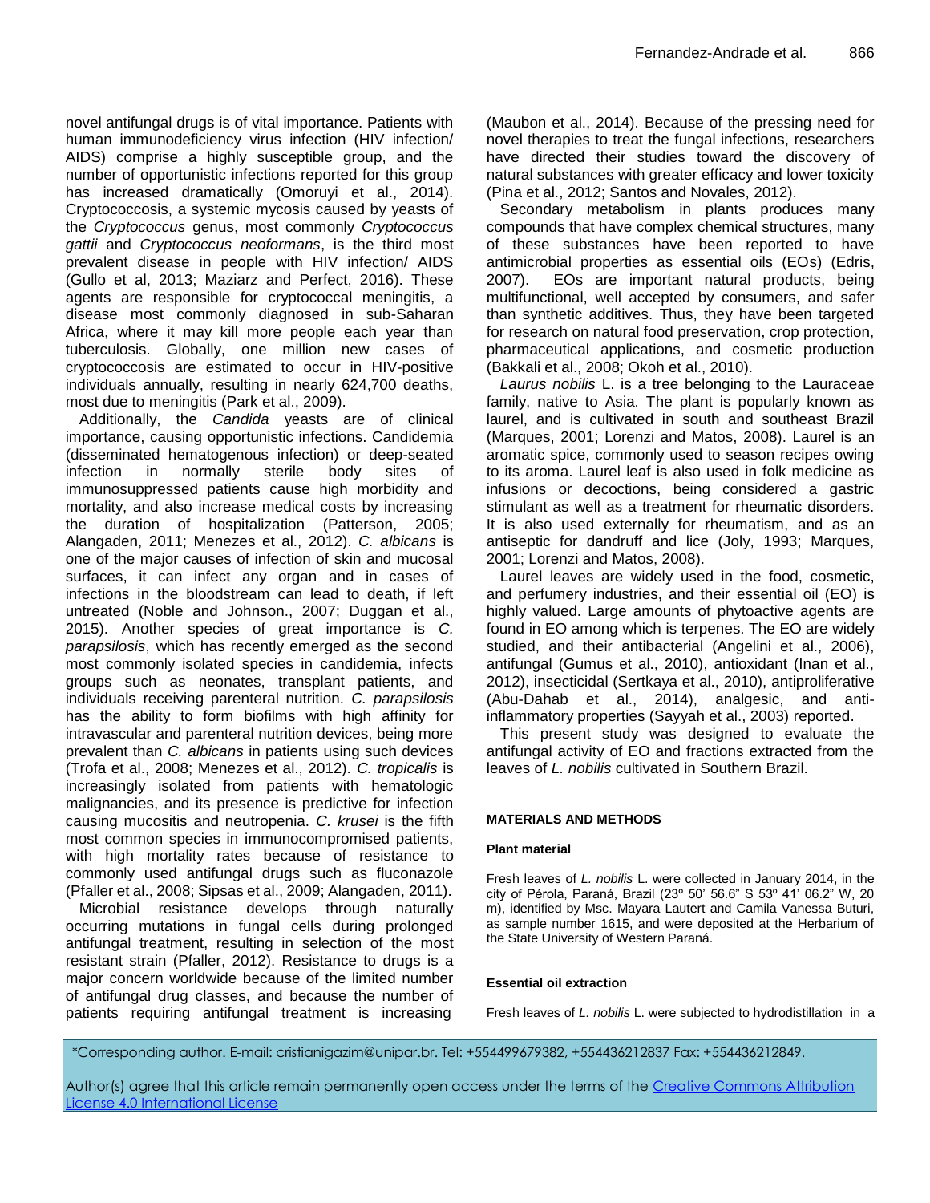novel antifungal drugs is of vital importance. Patients with human immunodeficiency virus infection (HIV infection/ AIDS) comprise a highly susceptible group, and the number of opportunistic infections reported for this group has increased dramatically (Omoruyi et al., 2014). Cryptococcosis, a systemic mycosis caused by yeasts of the *Cryptococcus* genus, most commonly *Cryptococcus gattii* and *Cryptococcus neoformans*, is the third most prevalent disease in people with HIV infection/ AIDS (Gullo et al, 2013; Maziarz and Perfect, 2016). These agents are responsible for cryptococcal meningitis, a disease most commonly diagnosed in sub-Saharan Africa, where it may kill more people each year than tuberculosis. Globally, one million new cases of cryptococcosis are estimated to occur in HIV-positive individuals annually, resulting in nearly 624,700 deaths, most due to meningitis (Park et al., 2009).

Additionally, the *Candida* yeasts are of clinical importance, causing opportunistic infections. Candidemia (disseminated hematogenous infection) or deep-seated infection in normally sterile body sites of immunosuppressed patients cause high morbidity and mortality, and also increase medical costs by increasing the duration of hospitalization (Patterson, 2005; Alangaden, 2011; Menezes et al., 2012). *C. albicans* is one of the major causes of infection of skin and mucosal surfaces, it can infect any organ and in cases of infections in the bloodstream can lead to death, if left untreated (Noble and Johnson., 2007; Duggan et al., 2015). Another species of great importance is *C. parapsilosis*, which has recently emerged as the second most commonly isolated species in candidemia, infects groups such as neonates, transplant patients, and individuals receiving parenteral nutrition. *C. parapsilosis* has the ability to form biofilms with high affinity for intravascular and parenteral nutrition devices, being more prevalent than *C. albicans* in patients using such devices (Trofa et al., 2008; Menezes et al., 2012). *C. tropicalis* is increasingly isolated from patients with hematologic malignancies, and its presence is predictive for infection causing mucositis and neutropenia. *C. krusei* is the fifth most common species in immunocompromised patients, with high mortality rates because of resistance to commonly used antifungal drugs such as fluconazole (Pfaller et al., 2008; Sipsas et al., 2009; Alangaden, 2011).

Microbial resistance develops through naturally occurring mutations in fungal cells during prolonged antifungal treatment, resulting in selection of the most resistant strain (Pfaller, 2012). Resistance to drugs is a major concern worldwide because of the limited number of antifungal drug classes, and because the number of patients requiring antifungal treatment is increasing (Maubon et al., 2014). Because of the pressing need for novel therapies to treat the fungal infections, researchers have directed their studies toward the discovery of natural substances with greater efficacy and lower toxicity (Pina et al., 2012; Santos and Novales, 2012).

Secondary metabolism in plants produces many compounds that have complex chemical structures, many of these substances have been reported to have antimicrobial properties as essential oils (EOs) (Edris, 2007). EOs are important natural products, being multifunctional, well accepted by consumers, and safer than synthetic additives. Thus, they have been targeted for research on natural food preservation, crop protection, pharmaceutical applications, and cosmetic production (Bakkali et al., 2008; Okoh et al., 2010).

*Laurus nobilis* L. is a tree belonging to the Lauraceae family, native to Asia. The plant is popularly known as laurel, and is cultivated in south and southeast Brazil (Marques, 2001; Lorenzi and Matos, 2008). Laurel is an aromatic spice, commonly used to season recipes owing to its aroma. Laurel leaf is also used in folk medicine as infusions or decoctions, being considered a gastric stimulant as well as a treatment for rheumatic disorders. It is also used externally for rheumatism, and as an antiseptic for dandruff and lice (Joly, 1993; Marques, 2001; Lorenzi and Matos, 2008).

Laurel leaves are widely used in the food, cosmetic, and perfumery industries, and their essential oil (EO) is highly valued. Large amounts of phytoactive agents are found in EO among which is terpenes. The EO are widely studied, and their antibacterial (Angelini et al., 2006), antifungal (Gumus et al., 2010), antioxidant (Inan et al., 2012), insecticidal (Sertkaya et al., 2010), antiproliferative (Abu-Dahab et al., 2014), analgesic, and anti-inflammatory properties (Sayyah et al., 2003) reported.

This present study was designed to evaluate the antifungal activity of EO and fractions extracted from the leaves of *L. nobilis* cultivated in Southern Brazil.

## MATERIALS AND METHODS

### Plant material

Fresh leaves of *L. nobilis* L. were collected in January 2014, in the city of Pérola, Paraná, Brazil (23º 50' 56.6" S 53º 41' 06.2" W, 20 m), identified by Msc. Mayara Lautert and Camila Vanessa Buturi, as sample number 1615, and were deposited at the Herbarium of the State University of Western Paraná.

### Essential oil extraction

Fresh leaves of *L. nobilis* L. were subjected to hydrodistillation in a

*Corresponding author. E-mail: cristianigazim@unipar.br. Tel: +554499679382, +554436212837 Fax: +554436212849.

Author(s) agree that this article remain permanently open access under the terms of the Creative Commons Attribution License 4.0 International License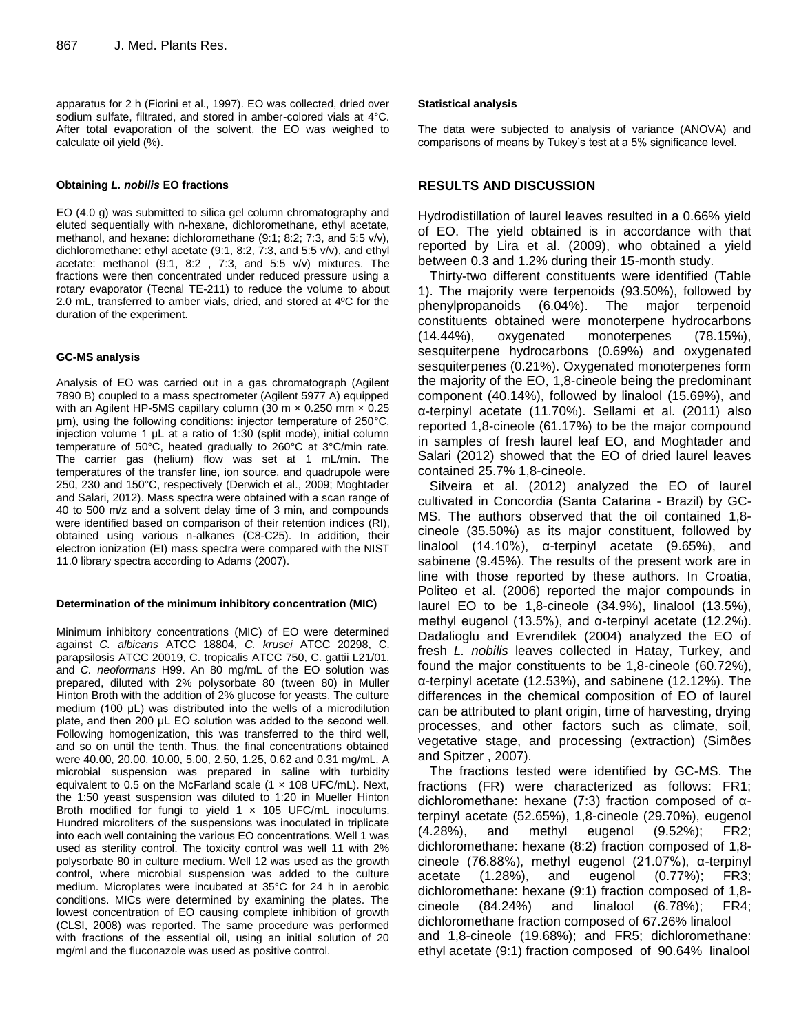apparatus for 2 h (Fiorini et al., 1997). EO was collected, dried over sodium sulfate, filtrated, and stored in amber-colored vials at 4°C. After total evaporation of the solvent, the EO was weighed to calculate oil yield (%).

#### Obtaining *L. nobilis* EO fractions

EO (4.0 g) was submitted to silica gel column chromatography and eluted sequentially with n-hexane, dichloromethane, ethyl acetate, methanol, and hexane: dichloromethane (9:1; 8:2; 7:3, and 5:5 v/v), dichloromethane: ethyl acetate (9:1, 8:2, 7:3, and 5:5 v/v), and ethyl acetate: methanol (9:1, 8:2 , 7:3, and 5:5 v/v) mixtures. The fractions were then concentrated under reduced pressure using a rotary evaporator (Tecnal TE-211) to reduce the volume to about 2.0 mL, transferred to amber vials, dried, and stored at 4ºC for the duration of the experiment.

#### GC-MS analysis

Analysis of EO was carried out in a gas chromatograph (Agilent 7890 B) coupled to a mass spectrometer (Agilent 5977 A) equipped with an Agilent HP-5MS capillary column (30 m × 0.250 mm × 0.25 µm), using the following conditions: injector temperature of 250°C, injection volume 1 µL at a ratio of 1:30 (split mode), initial column temperature of 50°C, heated gradually to 260°C at 3°C/min rate. The carrier gas (helium) flow was set at 1 mL/min. The temperatures of the transfer line, ion source, and quadrupole were 250, 230 and 150°C, respectively (Derwich et al., 2009; Moghtader and Salari, 2012). Mass spectra were obtained with a scan range of 40 to 500 m/z and a solvent delay time of 3 min, and compounds were identified based on comparison of their retention indices (RI), obtained using various n-alkanes (C8-C25). In addition, their electron ionization (EI) mass spectra were compared with the NIST 11.0 library spectra according to Adams (2007).

#### Determination of the minimum inhibitory concentration (MIC)

Minimum inhibitory concentrations (MIC) of EO were determined against *C. albicans* ATCC 18804, *C. krusei* ATCC 20298, C. parapsilosis ATCC 20019, C. tropicalis ATCC 750, C. gattii L21/01, and *C. neoformans* H99. An 80 mg/mL of the EO solution was prepared, diluted with 2% polysorbate 80 (tween 80) in Muller Hinton Broth with the addition of 2% glucose for yeasts. The culture medium (100 µL) was distributed into the wells of a microdilution plate, and then 200 µL EO solution was added to the second well. Following homogenization, this was transferred to the third well, and so on until the tenth. Thus, the final concentrations obtained were 40.00, 20.00, 10.00, 5.00, 2.50, 1.25, 0.62 and 0.31 mg/mL. A microbial suspension was prepared in saline with turbidity equivalent to 0.5 on the McFarland scale (1 × 108 UFC/mL). Next, the 1:50 yeast suspension was diluted to 1:20 in Mueller Hinton Broth modified for fungi to yield 1 × 105 UFC/mL inoculums. Hundred microliters of the suspensions was inoculated in triplicate into each well containing the various EO concentrations. Well 1 was used as sterility control. The toxicity control was well 11 with 2% polysorbate 80 in culture medium. Well 12 was used as the growth control, where microbial suspension was added to the culture medium. Microplates were incubated at 35°C for 24 h in aerobic conditions. MICs were determined by examining the plates. The lowest concentration of EO causing complete inhibition of growth (CLSI, 2008) was reported. The same procedure was performed with fractions of the essential oil, using an initial solution of 20 mg/ml and the fluconazole was used as positive control.

#### Statistical analysis

The data were subjected to analysis of variance (ANOVA) and comparisons of means by Tukey's test at a 5% significance level.

## RESULTS AND DISCUSSION

Hydrodistillation of laurel leaves resulted in a 0.66% yield of EO. The yield obtained is in accordance with that reported by Lira et al. (2009), who obtained a yield between 0.3 and 1.2% during their 15-month study.

Thirty-two different constituents were identified (Table 1). The majority were terpenoids (93.50%), followed by phenylpropanoids (6.04%). The major terpenoid constituents obtained were monoterpene hydrocarbons (14.44%), oxygenated monoterpenes (78.15%), sesquiterpene hydrocarbons (0.69%) and oxygenated sesquiterpenes (0.21%). Oxygenated monoterpenes form the majority of the EO, 1,8-cineole being the predominant component (40.14%), followed by linalool (15.69%), and α-terpinyl acetate (11.70%). Sellami et al. (2011) also reported 1,8-cineole (61.17%) to be the major compound in samples of fresh laurel leaf EO, and Moghtader and Salari (2012) showed that the EO of dried laurel leaves contained 25.7% 1,8-cineole.

Silveira et al. (2012) analyzed the EO of laurel cultivated in Concordia (Santa Catarina - Brazil) by GC-MS. The authors observed that the oil contained 1,8-cineole (35.50%) as its major constituent, followed by linalool (14.10%), α-terpinyl acetate (9.65%), and sabinene (9.45%). The results of the present work are in line with those reported by these authors. In Croatia, Politeo et al. (2006) reported the major compounds in laurel EO to be 1,8-cineole (34.9%), linalool (13.5%), methyl eugenol (13.5%), and α-terpinyl acetate (12.2%). Dadalioglu and Evrendilek (2004) analyzed the EO of fresh *L. nobilis* leaves collected in Hatay, Turkey, and found the major constituents to be 1,8-cineole (60.72%), α-terpinyl acetate (12.53%), and sabinene (12.12%). The differences in the chemical composition of EO of laurel can be attributed to plant origin, time of harvesting, drying processes, and other factors such as climate, soil, vegetative stage, and processing (extraction) (Simões and Spitzer , 2007).

The fractions tested were identified by GC-MS. The fractions (FR) were characterized as follows: FR1; dichloromethane: hexane (7:3) fraction composed of α-terpinyl acetate (52.65%), 1,8-cineole (29.70%), eugenol (4.28%), and methyl eugenol (9.52%); FR2; dichloromethane: hexane (8:2) fraction composed of 1,8-cineole (76.88%), methyl eugenol (21.07%), α-terpinyl acetate (1.28%), and eugenol (0.77%); FR3; dichloromethane: hexane (9:1) fraction composed of 1,8-cineole (84.24%) and linalool (6.78%); FR4; dichloromethane fraction composed of 67.26% linalool and 1,8-cineole (19.68%); and FR5; dichloromethane: ethyl acetate (9:1) fraction composed of 90.64% linalool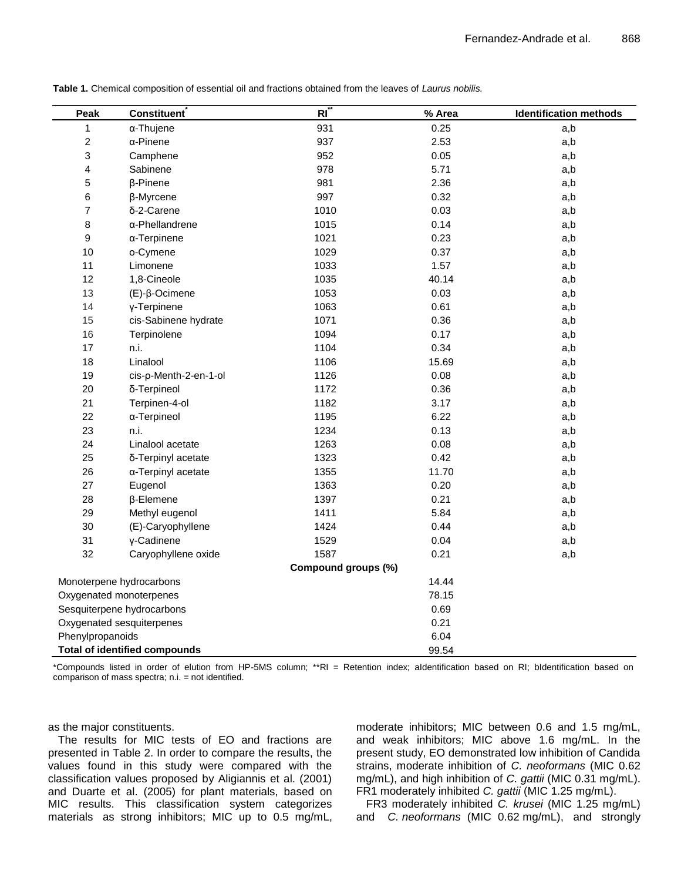**Table 1.** Chemical composition of essential oil and fractions obtained from the leaves of *Laurus nobilis.*

| Peak | Constituent* | RI** | % Area | Identification methods |
|---|---|---|---|---|
| 1 | α-Thujene | 931 | 0.25 | a,b |
| 2 | α-Pinene | 937 | 2.53 | a,b |
| 3 | Camphene | 952 | 0.05 | a,b |
| 4 | Sabinene | 978 | 5.71 | a,b |
| 5 | β-Pinene | 981 | 2.36 | a,b |
| 6 | β-Myrcene | 997 | 0.32 | a,b |
| 7 | δ-2-Carene | 1010 | 0.03 | a,b |
| 8 | α-Phellandrene | 1015 | 0.14 | a,b |
| 9 | α-Terpinene | 1021 | 0.23 | a,b |
| 10 | o-Cymene | 1029 | 0.37 | a,b |
| 11 | Limonene | 1033 | 1.57 | a,b |
| 12 | 1,8-Cineole | 1035 | 40.14 | a,b |
| 13 | (E)-β-Ocimene | 1053 | 0.03 | a,b |
| 14 | γ-Terpinene | 1063 | 0.61 | a,b |
| 15 | cis-Sabinene hydrate | 1071 | 0.36 | a,b |
| 16 | Terpinolene | 1094 | 0.17 | a,b |
| 17 | n.i. | 1104 | 0.34 | a,b |
| 18 | Linalool | 1106 | 15.69 | a,b |
| 19 | cis-ρ-Menth-2-en-1-ol | 1126 | 0.08 | a,b |
| 20 | δ-Terpineol | 1172 | 0.36 | a,b |
| 21 | Terpinen-4-ol | 1182 | 3.17 | a,b |
| 22 | α-Terpineol | 1195 | 6.22 | a,b |
| 23 | n.i. | 1234 | 0.13 | a,b |
| 24 | Linalool acetate | 1263 | 0.08 | a,b |
| 25 | δ-Terpinyl acetate | 1323 | 0.42 | a,b |
| 26 | α-Terpinyl acetate | 1355 | 11.70 | a,b |
| 27 | Eugenol | 1363 | 0.20 | a,b |
| 28 | β-Elemene | 1397 | 0.21 | a,b |
| 29 | Methyl eugenol | 1411 | 5.84 | a,b |
| 30 | (E)-Caryophyllene | 1424 | 0.44 | a,b |
| 31 | γ-Cadinene | 1529 | 0.04 | a,b |
| 32 | Caryophyllene oxide | 1587 | 0.21 | a,b |
| | | **Compound groups (%)** | | |
| Monoterpene hydrocarbons | | | 14.44 | |
| Oxygenated monoterpenes | | | 78.15 | |
| Sesquiterpene hydrocarbons | | | 0.69 | |
| Oxygenated sesquiterpenes | | | 0.21 | |
| Phenylpropanoids | | | 6.04 | |
| **Total of identified compounds** | | | 99.54 | |

*Compounds listed in order of elution from HP-5MS column; **RI = Retention index; aIdentification based on RI; bIdentification based on comparison of mass spectra; n.i. = not identified.

as the major constituents.

The results for MIC tests of EO and fractions are presented in Table 2. In order to compare the results, the values found in this study were compared with the classification values proposed by Aligiannis et al. (2001) and Duarte et al. (2005) for plant materials, based on MIC results. This classification system categorizes materials as strong inhibitors; MIC up to 0.5 mg/mL, moderate inhibitors; MIC between 0.6 and 1.5 mg/mL, and weak inhibitors; MIC above 1.6 mg/mL. In the present study, EO demonstrated low inhibition of Candida strains, moderate inhibition of *C. neoformans* (MIC 0.62 mg/mL), and high inhibition of *C. gattii* (MIC 0.31 mg/mL). FR1 moderately inhibited *C. gattii* (MIC 1.25 mg/mL).

FR3 moderately inhibited *C. krusei* (MIC 1.25 mg/mL) and *C. neoformans* (MIC 0.62 mg/mL), and strongly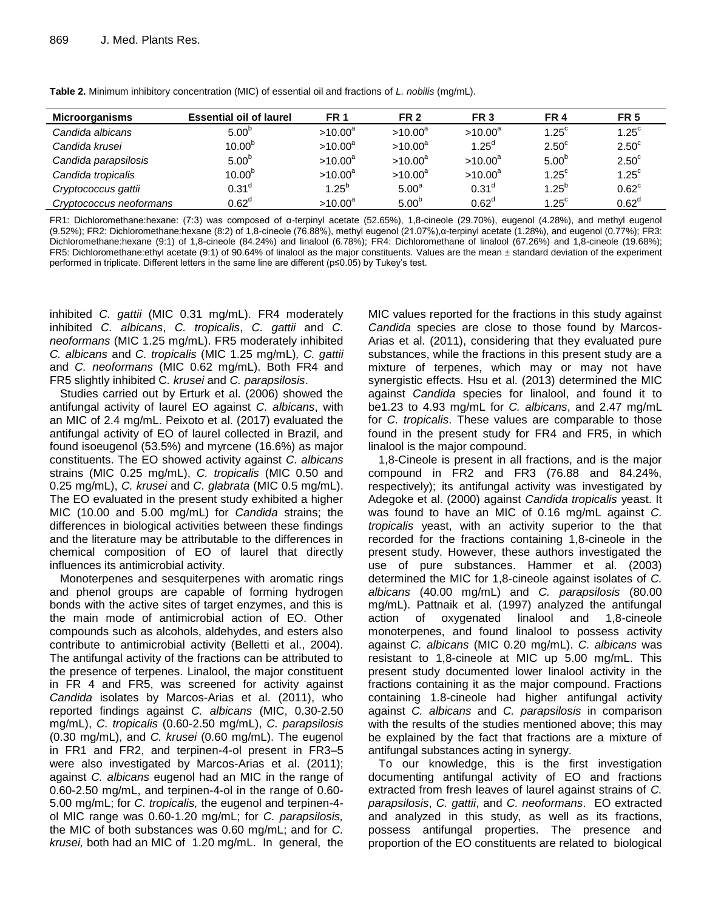**Table 2.** Minimum inhibitory concentration (MIC) of essential oil and fractions of *L. nobilis* (mg/mL).

| Microorganisms | Essential oil of laurel | FR 1 | FR 2 | FR 3 | FR 4 | FR 5 |
|---|---|---|---|---|---|---|
| *Candida albicans* | 5.00[b] | >10.00[a] | >10.00[a] | >10.00[a] | 1.25[c] | 1.25[c] |
| *Candida krusei* | 10.00[b] | >10.00[a] | >10.00[a] | 1.25[d] | 2.50[c] | 2.50[c] |
| *Candida parapsilosis* | 5.00[b] | >10.00[a] | >10.00[a] | >10.00[a] | 5.00[b] | 2.50[c] |
| *Candida tropicalis* | 10.00[b] | >10.00[a] | >10.00[a] | >10.00[a] | 1.25[c] | 1.25[c] |
| *Cryptococcus gattii* | 0.31[d] | 1.25[b] | 5.00[a] | 0.31[d] | 1.25[b] | 0.62[c] |
| *Cryptococcus neoformans* | 0.62[d] | >10.00[a] | 5.00[b] | 0.62[d] | 1.25[c] | 0.62[d] |

FR1: Dichloromethane:hexane: (7:3) was composed of α-terpinyl acetate (52.65%), 1,8-cineole (29.70%), eugenol (4.28%), and methyl eugenol (9.52%); FR2: Dichloromethane:hexane (8:2) of 1,8-cineole (76.88%), methyl eugenol (21.07%),α-terpinyl acetate (1.28%), and eugenol (0.77%); FR3: Dichloromethane:hexane (9:1) of 1,8-cineole (84.24%) and linalool (6.78%); FR4: Dichloromethane of linalool (67.26%) and 1,8-cineole (19.68%); FR5: Dichloromethane:ethyl acetate (9:1) of 90.64% of linalool as the major constituents. Values are the mean ± standard deviation of the experiment performed in triplicate. Different letters in the same line are different (p≤0.05) by Tukey's test.

inhibited *C. gattii* (MIC 0.31 mg/mL). FR4 moderately inhibited *C. albicans*, *C. tropicalis*, *C. gattii* and *C. neoformans* (MIC 1.25 mg/mL). FR5 moderately inhibited *C. albicans* and *C. tropicalis* (MIC 1.25 mg/mL), *C. gattii* and *C. neoformans* (MIC 0.62 mg/mL). Both FR4 and FR5 slightly inhibited C. *krusei* and *C. parapsilosis*.

Studies carried out by Erturk et al. (2006) showed the antifungal activity of laurel EO against *C. albicans*, with an MIC of 2.4 mg/mL. Peixoto et al. (2017) evaluated the antifungal activity of EO of laurel collected in Brazil, and found isoeugenol (53.5%) and myrcene (16.6%) as major constituents. The EO showed activity against *C. albicans* strains (MIC 0.25 mg/mL), *C. tropicalis* (MIC 0.50 and 0.25 mg/mL), *C. krusei* and *C. glabrata* (MIC 0.5 mg/mL). The EO evaluated in the present study exhibited a higher MIC (10.00 and 5.00 mg/mL) for *Candida* strains; the differences in biological activities between these findings and the literature may be attributable to the differences in chemical composition of EO of laurel that directly influences its antimicrobial activity.

Monoterpenes and sesquiterpenes with aromatic rings and phenol groups are capable of forming hydrogen bonds with the active sites of target enzymes, and this is the main mode of antimicrobial action of EO. Other compounds such as alcohols, aldehydes, and esters also contribute to antimicrobial activity (Belletti et al., 2004). The antifungal activity of the fractions can be attributed to the presence of terpenes. Linalool, the major constituent in FR 4 and FR5, was screened for activity against *Candida* isolates by Marcos-Arias et al. (2011), who reported findings against *C. albicans* (MIC, 0.30-2.50 mg/mL), *C. tropicalis* (0.60-2.50 mg/mL), *C. parapsilosis* (0.30 mg/mL), and *C. krusei* (0.60 mg/mL). The eugenol in FR1 and FR2, and terpinen-4-ol present in FR3–5 were also investigated by Marcos-Arias et al. (2011); against *C. albicans* eugenol had an MIC in the range of 0.60-2.50 mg/mL, and terpinen-4-ol in the range of 0.60-5.00 mg/mL; for *C. tropicalis,* the eugenol and terpinen-4-ol MIC range was 0.60-1.20 mg/mL; for *C. parapsilosis,* the MIC of both substances was 0.60 mg/mL; and for *C. krusei,* both had an MIC of 1.20 mg/mL. In general, the MIC values reported for the fractions in this study against *Candida* species are close to those found by Marcos-Arias et al. (2011), considering that they evaluated pure substances, while the fractions in this present study are a mixture of terpenes, which may or may not have synergistic effects. Hsu et al. (2013) determined the MIC against *Candida* species for linalool, and found it to be1.23 to 4.93 mg/mL for *C. albicans*, and 2.47 mg/mL for *C. tropicalis*. These values are comparable to those found in the present study for FR4 and FR5, in which linalool is the major compound.

1,8-Cineole is present in all fractions, and is the major compound in FR2 and FR3 (76.88 and 84.24%, respectively); its antifungal activity was investigated by Adegoke et al. (2000) against *Candida tropicalis* yeast. It was found to have an MIC of 0.16 mg/mL against *C. tropicalis* yeast, with an activity superior to the that recorded for the fractions containing 1,8-cineole in the present study. However, these authors investigated the use of pure substances. Hammer et al. (2003) determined the MIC for 1,8-cineole against isolates of *C. albicans* (40.00 mg/mL) and *C. parapsilosis* (80.00 mg/mL). Pattnaik et al. (1997) analyzed the antifungal action of oxygenated linalool and 1,8-cineole monoterpenes, and found linalool to possess activity against *C. albicans* (MIC 0.20 mg/mL). *C. albicans* was resistant to 1,8-cineole at MIC up 5.00 mg/mL. This present study documented lower linalool activity in the fractions containing it as the major compound. Fractions containing 1.8-cineole had higher antifungal activity against *C. albicans* and *C. parapsilosis* in comparison with the results of the studies mentioned above; this may be explained by the fact that fractions are a mixture of antifungal substances acting in synergy.

To our knowledge, this is the first investigation documenting antifungal activity of EO and fractions extracted from fresh leaves of laurel against strains of *C. parapsilosis*, *C. gattii*, and *C. neoformans*. EO extracted and analyzed in this study, as well as its fractions, possess antifungal properties. The presence and proportion of the EO constituents are related to biological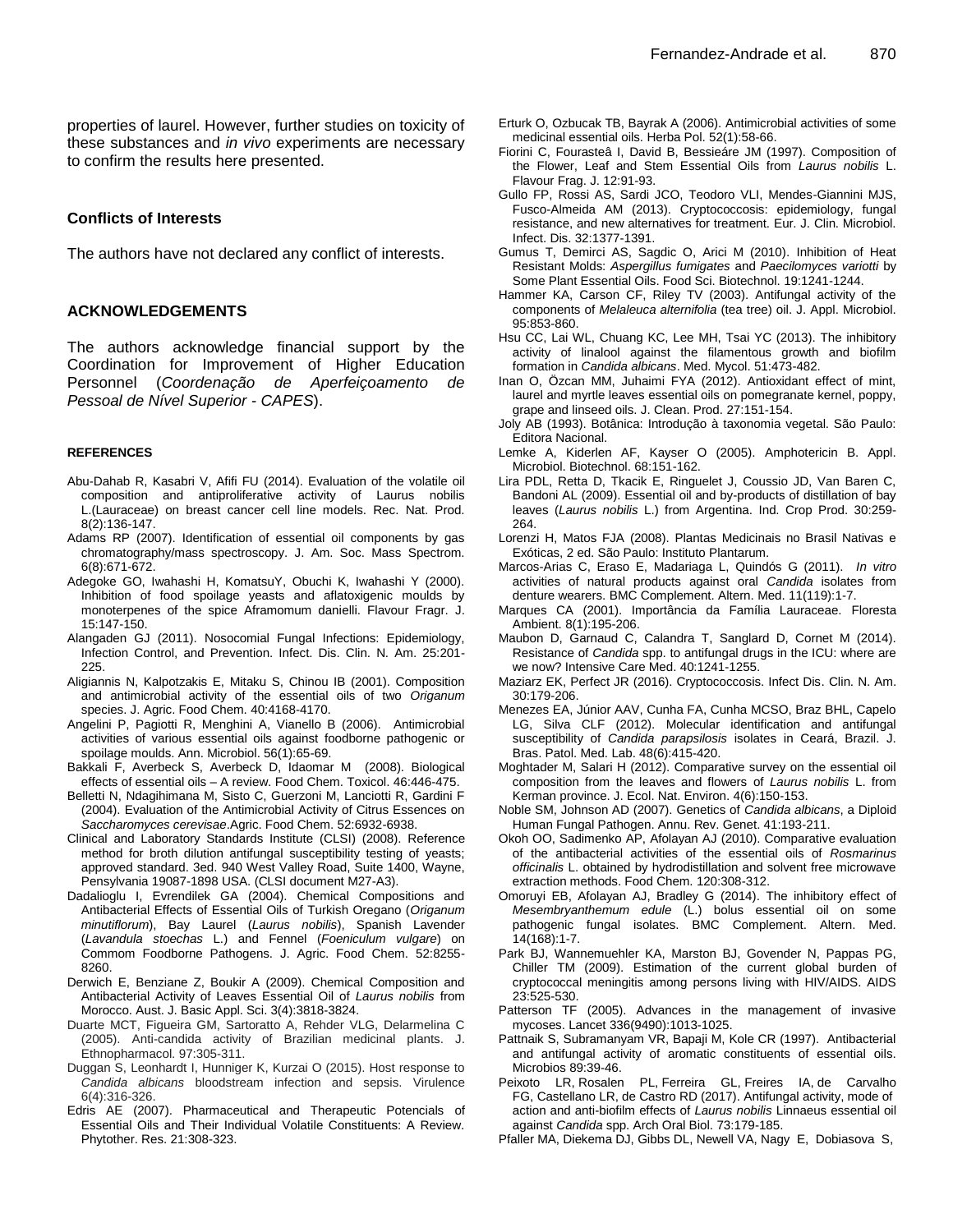properties of laurel. However, further studies on toxicity of these substances and *in vivo* experiments are necessary to confirm the results here presented.

## Conflicts of Interests

The authors have not declared any conflict of interests.

## ACKNOWLEDGEMENTS

The authors acknowledge financial support by the Coordination for Improvement of Higher Education Personnel (*Coordenação de Aperfeiçoamento de Pessoal de Nível Superior - CAPES*).

## REFERENCES

Abu-Dahab R, Kasabri V, Afifi FU (2014). Evaluation of the volatile oil composition and antiproliferative activity of Laurus nobilis L.(Lauraceae) on breast cancer cell line models. Rec. Nat. Prod. 8(2):136-147.

Adams RP (2007). Identification of essential oil components by gas chromatography/mass spectroscopy. J. Am. Soc. Mass Spectrom. 6(8):671-672.

Adegoke GO, Iwahashi H, KomatsuY, Obuchi K, Iwahashi Y (2000). Inhibition of food spoilage yeasts and aflatoxigenic moulds by monoterpenes of the spice Aframomum danielli. Flavour Fragr. J. 15:147-150.

Alangaden GJ (2011). Nosocomial Fungal Infections: Epidemiology, Infection Control, and Prevention. Infect. Dis. Clin. N. Am. 25:201-225.

Aligiannis N, Kalpotzakis E, Mitaku S, Chinou IB (2001). Composition and antimicrobial activity of the essential oils of two *Origanum* species. J. Agric. Food Chem. 40:4168-4170.

Angelini P, Pagiotti R, Menghini A, Vianello B (2006). Antimicrobial activities of various essential oils against foodborne pathogenic or spoilage moulds. Ann. Microbiol. 56(1):65-69.

Bakkali F, Averbeck S, Averbeck D, Idaomar M (2008). Biological effects of essential oils – A review. Food Chem. Toxicol. 46:446-475.

Belletti N, Ndagihimana M, Sisto C, Guerzoni M, Lanciotti R, Gardini F (2004). Evaluation of the Antimicrobial Activity of Citrus Essences on *Saccharomyces cerevisae*.Agric. Food Chem. 52:6932-6938.

Clinical and Laboratory Standards Institute (CLSI) (2008). Reference method for broth dilution antifungal susceptibility testing of yeasts; approved standard. 3ed. 940 West Valley Road, Suite 1400, Wayne, Pensylvania 19087-1898 USA. (CLSI document M27-A3).

Dadalioglu I, Evrendilek GA (2004). Chemical Compositions and Antibacterial Effects of Essential Oils of Turkish Oregano (*Origanum minutiflorum*), Bay Laurel (*Laurus nobilis*), Spanish Lavender (*Lavandula stoechas* L.) and Fennel (*Foeniculum vulgare*) on Commom Foodborne Pathogens. J. Agric. Food Chem. 52:8255-8260.

Derwich E, Benziane Z, Boukir A (2009). Chemical Composition and Antibacterial Activity of Leaves Essential Oil of *Laurus nobilis* from Morocco. Aust. J. Basic Appl. Sci. 3(4):3818-3824.

Duarte MCT, Figueira GM, Sartoratto A, Rehder VLG, Delarmelina C (2005). Anti-candida activity of Brazilian medicinal plants. J. Ethnopharmacol. 97:305-311.

Duggan S, Leonhardt I, Hunniger K, Kurzai O (2015). Host response to *Candida albicans* bloodstream infection and sepsis. Virulence 6(4):316-326.

Edris AE (2007). Pharmaceutical and Therapeutic Potencials of Essential Oils and Their Individual Volatile Constituents: A Review. Phytother. Res. 21:308-323.

Erturk O, Ozbucak TB, Bayrak A (2006). Antimicrobial activities of some medicinal essential oils. Herba Pol. 52(1):58-66.

Fiorini C, Fourasteâ I, David B, Bessieáre JM (1997). Composition of the Flower, Leaf and Stem Essential Oils from *Laurus nobilis* L. Flavour Frag. J. 12:91-93.

Gullo FP, Rossi AS, Sardi JCO, Teodoro VLI, Mendes-Giannini MJS, Fusco-Almeida AM (2013). Cryptococcosis: epidemiology, fungal resistance, and new alternatives for treatment. Eur. J. Clin. Microbiol. Infect. Dis. 32:1377-1391.

Gumus T, Demirci AS, Sagdic O, Arici M (2010). Inhibition of Heat Resistant Molds: *Aspergillus fumigates* and *Paecilomyces variotti* by Some Plant Essential Oils. Food Sci. Biotechnol. 19:1241-1244.

Hammer KA, Carson CF, Riley TV (2003). Antifungal activity of the components of *Melaleuca alternifolia* (tea tree) oil. J. Appl. Microbiol. 95:853-860.

Hsu CC, Lai WL, Chuang KC, Lee MH, Tsai YC (2013). The inhibitory activity of linalool against the filamentous growth and biofilm formation in *Candida albicans*. Med. Mycol. 51:473-482.

Inan O, Özcan MM, Juhaimi FYA (2012). Antioxidant effect of mint, laurel and myrtle leaves essential oils on pomegranate kernel, poppy, grape and linseed oils. J. Clean. Prod. 27:151-154.

Joly AB (1993). Botânica: Introdução à taxonomia vegetal. São Paulo: Editora Nacional.

Lemke A, Kiderlen AF, Kayser O (2005). Amphotericin B. Appl. Microbiol. Biotechnol. 68:151-162.

Lira PDL, Retta D, Tkacik E, Ringuelet J, Coussio JD, Van Baren C, Bandoni AL (2009). Essential oil and by-products of distillation of bay leaves (*Laurus nobilis* L.) from Argentina. Ind. Crop Prod. 30:259-264.

Lorenzi H, Matos FJA (2008). Plantas Medicinais no Brasil Nativas e Exóticas, 2 ed. São Paulo: Instituto Plantarum.

Marcos-Arias C, Eraso E, Madariaga L, Quindós G (2011). *In vitro* activities of natural products against oral *Candida* isolates from denture wearers. BMC Complement. Altern. Med. 11(119):1-7.

Marques CA (2001). Importância da Família Lauraceae. Floresta Ambient. 8(1):195-206.

Maubon D, Garnaud C, Calandra T, Sanglard D, Cornet M (2014). Resistance of *Candida* spp. to antifungal drugs in the ICU: where are we now? Intensive Care Med. 40:1241-1255.

Maziarz EK, Perfect JR (2016). Cryptococcosis. Infect Dis. Clin. N. Am. 30:179-206.

Menezes EA, Júnior AAV, Cunha FA, Cunha MCSO, Braz BHL, Capelo LG, Silva CLF (2012). Molecular identification and antifungal susceptibility of *Candida parapsilosis* isolates in Ceará, Brazil. J. Bras. Patol. Med. Lab. 48(6):415-420.

Moghtader M, Salari H (2012). Comparative survey on the essential oil composition from the leaves and flowers of *Laurus nobilis* L. from Kerman province. J. Ecol. Nat. Environ. 4(6):150-153.

Noble SM, Johnson AD (2007). Genetics of *Candida albicans*, a Diploid Human Fungal Pathogen. Annu. Rev. Genet. 41:193-211.

Okoh OO, Sadimenko AP, Afolayan AJ (2010). Comparative evaluation of the antibacterial activities of the essential oils of *Rosmarinus officinalis* L. obtained by hydrodistillation and solvent free microwave extraction methods. Food Chem. 120:308-312.

Omoruyi EB, Afolayan AJ, Bradley G (2014). The inhibitory effect of *Mesembryanthemum edule* (L.) bolus essential oil on some pathogenic fungal isolates. BMC Complement. Altern. Med. 14(168):1-7.

Park BJ, Wannemuehler KA, Marston BJ, Govender N, Pappas PG, Chiller TM (2009). Estimation of the current global burden of cryptococcal meningitis among persons living with HIV/AIDS. AIDS 23:525-530.

Patterson TF (2005). Advances in the management of invasive mycoses. Lancet 336(9490):1013-1025.

Pattnaik S, Subramanyam VR, Bapaji M, Kole CR (1997). Antibacterial and antifungal activity of aromatic constituents of essential oils. Microbios 89:39-46.

Peixoto LR, Rosalen PL, Ferreira GL, Freires IA, de Carvalho FG, Castellano LR, de Castro RD (2017). Antifungal activity, mode of action and anti-biofilm effects of *Laurus nobilis* Linnaeus essential oil against *Candida* spp. Arch Oral Biol. 73:179-185.

Pfaller MA, Diekema DJ, Gibbs DL, Newell VA, Nagy E, Dobiasova S,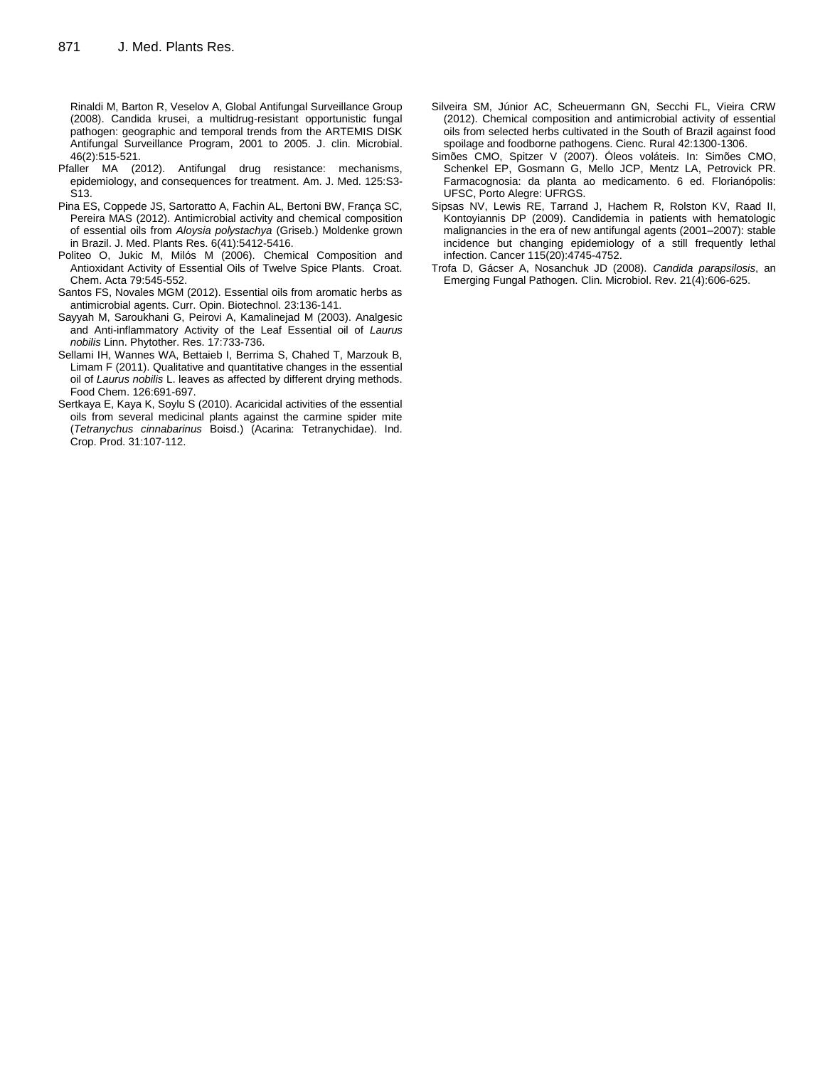Rinaldi M, Barton R, Veselov A, Global Antifungal Surveillance Group (2008). Candida krusei, a multidrug-resistant opportunistic fungal pathogen: geographic and temporal trends from the ARTEMIS DISK Antifungal Surveillance Program, 2001 to 2005. J. clin. Microbial. 46(2):515-521.

Pfaller MA (2012). Antifungal drug resistance: mechanisms, epidemiology, and consequences for treatment. Am. J. Med. 125:S3-S13.

Pina ES, Coppede JS, Sartoratto A, Fachin AL, Bertoni BW, França SC, Pereira MAS (2012). Antimicrobial activity and chemical composition of essential oils from *Aloysia polystachya* (Griseb.) Moldenke grown in Brazil. J. Med. Plants Res. 6(41):5412-5416.

Politeo O, Jukic M, Milós M (2006). Chemical Composition and Antioxidant Activity of Essential Oils of Twelve Spice Plants. Croat. Chem. Acta 79:545-552.

Santos FS, Novales MGM (2012). Essential oils from aromatic herbs as antimicrobial agents. Curr. Opin. Biotechnol. 23:136-141.

Sayyah M, Saroukhani G, Peirovi A, Kamalinejad M (2003). Analgesic and Anti-inflammatory Activity of the Leaf Essential oil of *Laurus nobilis* Linn. Phytother. Res. 17:733-736.

Sellami IH, Wannes WA, Bettaieb I, Berrima S, Chahed T, Marzouk B, Limam F (2011). Qualitative and quantitative changes in the essential oil of *Laurus nobilis* L. leaves as affected by different drying methods. Food Chem. 126:691-697.

Sertkaya E, Kaya K, Soylu S (2010). Acaricidal activities of the essential oils from several medicinal plants against the carmine spider mite (*Tetranychus cinnabarinus* Boisd.) (Acarina: Tetranychidae). Ind. Crop. Prod. 31:107-112.

Silveira SM, Júnior AC, Scheuermann GN, Secchi FL, Vieira CRW (2012). Chemical composition and antimicrobial activity of essential oils from selected herbs cultivated in the South of Brazil against food spoilage and foodborne pathogens. Cienc. Rural 42:1300-1306.

Simões CMO, Spitzer V (2007). Óleos voláteis. In: Simões CMO, Schenkel EP, Gosmann G, Mello JCP, Mentz LA, Petrovick PR. Farmacognosia: da planta ao medicamento. 6 ed. Florianópolis: UFSC, Porto Alegre: UFRGS.

Sipsas NV, Lewis RE, Tarrand J, Hachem R, Rolston KV, Raad II, Kontoyiannis DP (2009). Candidemia in patients with hematologic malignancies in the era of new antifungal agents (2001–2007): stable incidence but changing epidemiology of a still frequently lethal infection. Cancer 115(20):4745-4752.

Trofa D, Gácser A, Nosanchuk JD (2008). *Candida parapsilosis*, an Emerging Fungal Pathogen. Clin. Microbiol. Rev. 21(4):606-625.